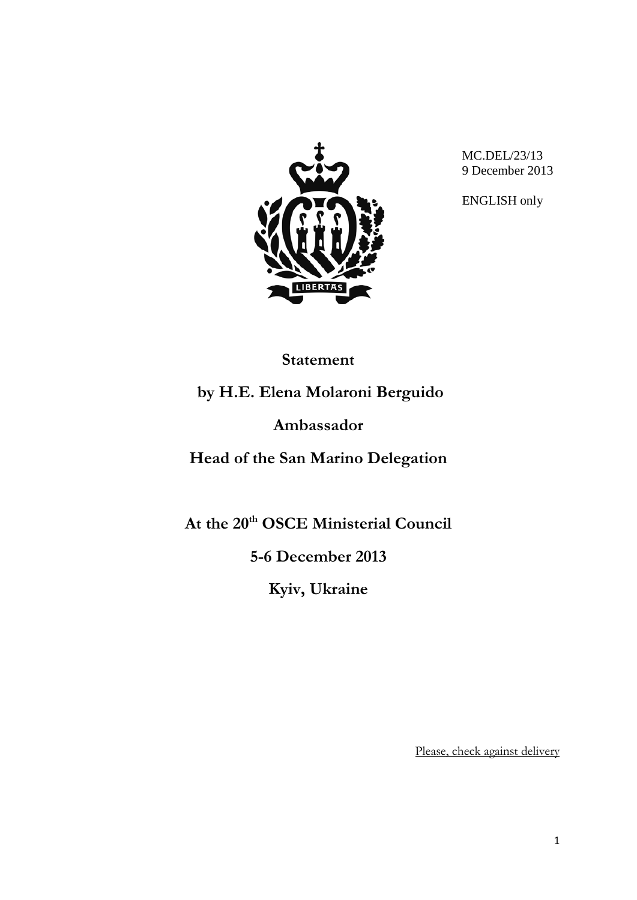MC.DEL/23/13
9 December 2013

ENGLISH only

**Statement**

**by H.E. Elena Molaroni Berguido**

**Ambassador**

**Head of the San Marino Delegation**

**At the 20th OSCE Ministerial Council**

**5-6 December 2013**

**Kyiv, Ukraine**

Please, check against delivery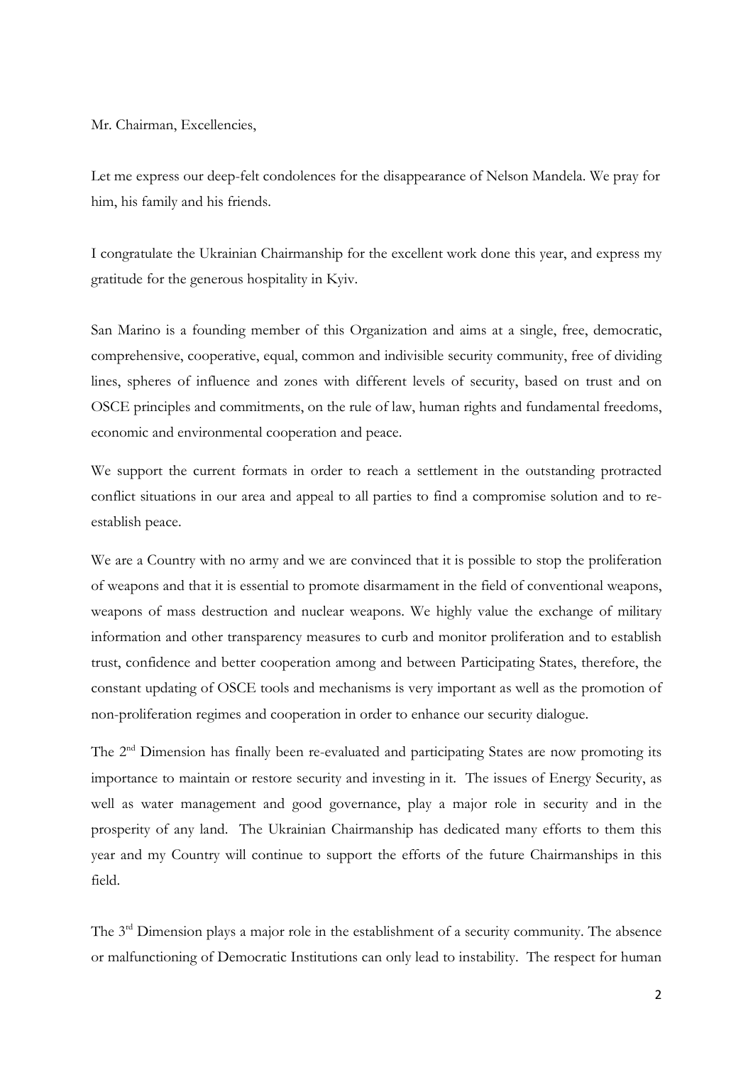Mr. Chairman, Excellencies,

Let me express our deep-felt condolences for the disappearance of Nelson Mandela. We pray for him, his family and his friends.

I congratulate the Ukrainian Chairmanship for the excellent work done this year, and express my gratitude for the generous hospitality in Kyiv.

San Marino is a founding member of this Organization and aims at a single, free, democratic, comprehensive, cooperative, equal, common and indivisible security community, free of dividing lines, spheres of influence and zones with different levels of security, based on trust and on OSCE principles and commitments, on the rule of law, human rights and fundamental freedoms, economic and environmental cooperation and peace.

We support the current formats in order to reach a settlement in the outstanding protracted conflict situations in our area and appeal to all parties to find a compromise solution and to re-establish peace.

We are a Country with no army and we are convinced that it is possible to stop the proliferation of weapons and that it is essential to promote disarmament in the field of conventional weapons, weapons of mass destruction and nuclear weapons. We highly value the exchange of military information and other transparency measures to curb and monitor proliferation and to establish trust, confidence and better cooperation among and between Participating States, therefore, the constant updating of OSCE tools and mechanisms is very important as well as the promotion of non-proliferation regimes and cooperation in order to enhance our security dialogue.

The 2nd Dimension has finally been re-evaluated and participating States are now promoting its importance to maintain or restore security and investing in it. The issues of Energy Security, as well as water management and good governance, play a major role in security and in the prosperity of any land. The Ukrainian Chairmanship has dedicated many efforts to them this year and my Country will continue to support the efforts of the future Chairmanships in this field.

The 3rd Dimension plays a major role in the establishment of a security community. The absence or malfunctioning of Democratic Institutions can only lead to instability. The respect for human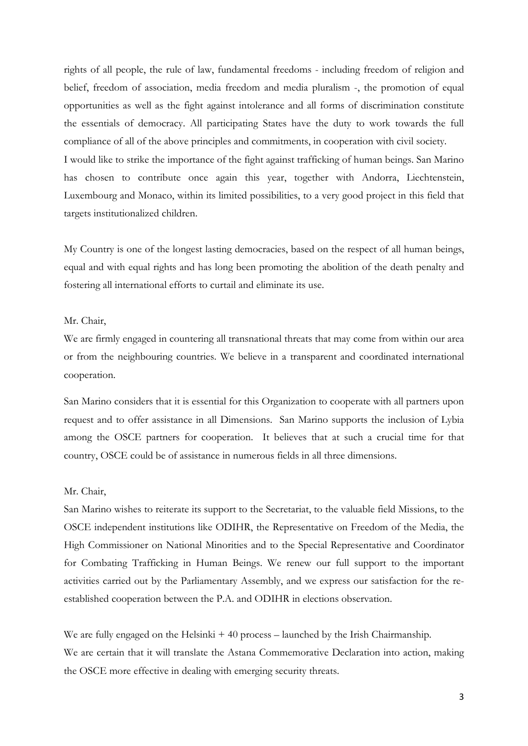rights of all people, the rule of law, fundamental freedoms - including freedom of religion and belief, freedom of association, media freedom and media pluralism -, the promotion of equal opportunities as well as the fight against intolerance and all forms of discrimination constitute the essentials of democracy. All participating States have the duty to work towards the full compliance of all of the above principles and commitments, in cooperation with civil society.
I would like to strike the importance of the fight against trafficking of human beings. San Marino has chosen to contribute once again this year, together with Andorra, Liechtenstein, Luxembourg and Monaco, within its limited possibilities, to a very good project in this field that targets institutionalized children.

My Country is one of the longest lasting democracies, based on the respect of all human beings, equal and with equal rights and has long been promoting the abolition of the death penalty and fostering all international efforts to curtail and eliminate its use.

Mr. Chair,
We are firmly engaged in countering all transnational threats that may come from within our area or from the neighbouring countries. We believe in a transparent and coordinated international cooperation.

San Marino considers that it is essential for this Organization to cooperate with all partners upon request and to offer assistance in all Dimensions. San Marino supports the inclusion of Lybia among the OSCE partners for cooperation. It believes that at such a crucial time for that country, OSCE could be of assistance in numerous fields in all three dimensions.

Mr. Chair,
San Marino wishes to reiterate its support to the Secretariat, to the valuable field Missions, to the OSCE independent institutions like ODIHR, the Representative on Freedom of the Media, the High Commissioner on National Minorities and to the Special Representative and Coordinator for Combating Trafficking in Human Beings. We renew our full support to the important activities carried out by the Parliamentary Assembly, and we express our satisfaction for the re-established cooperation between the P.A. and ODIHR in elections observation.

We are fully engaged on the Helsinki + 40 process – launched by the Irish Chairmanship.
We are certain that it will translate the Astana Commemorative Declaration into action, making the OSCE more effective in dealing with emerging security threats.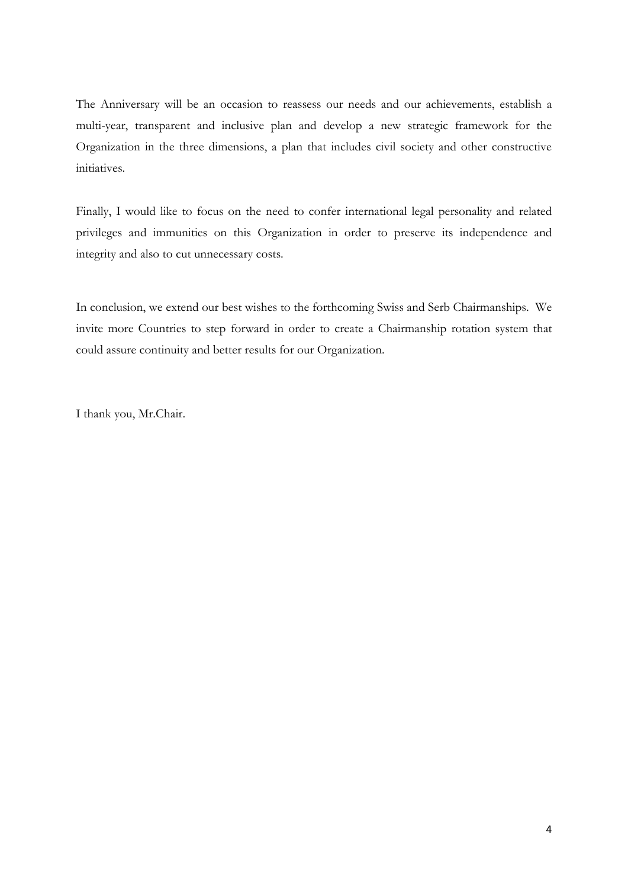The Anniversary will be an occasion to reassess our needs and our achievements, establish a multi-year, transparent and inclusive plan and develop a new strategic framework for the Organization in the three dimensions, a plan that includes civil society and other constructive initiatives.

Finally, I would like to focus on the need to confer international legal personality and related privileges and immunities on this Organization in order to preserve its independence and integrity and also to cut unnecessary costs.

In conclusion, we extend our best wishes to the forthcoming Swiss and Serb Chairmanships. We invite more Countries to step forward in order to create a Chairmanship rotation system that could assure continuity and better results for our Organization.

I thank you, Mr.Chair.